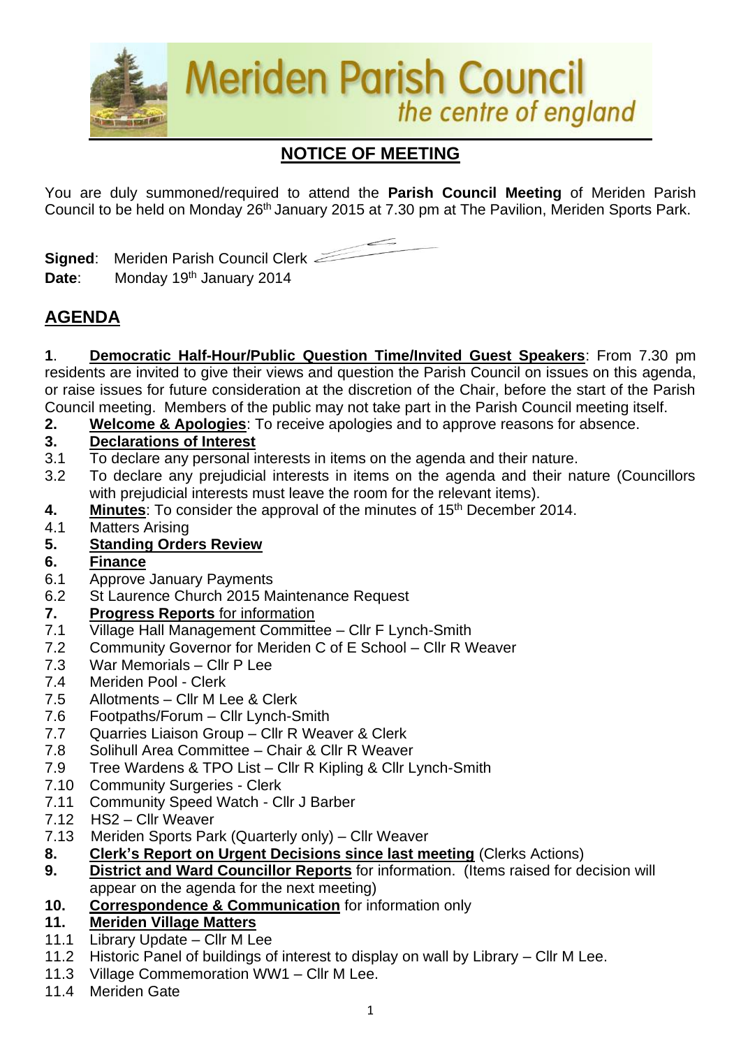# Meriden Parish Council

*the centre of england*

## NOTICE OF MEETING

You are duly summoned/required to attend the **Parish Council Meeting** of Meriden Parish Council to be held on Monday 26th January 2015 at 7.30 pm at The Pavilion, Meriden Sports Park.

**Signed**: Meriden Parish Council Clerk

**Date**: Monday 19th January 2014

## AGENDA

**1**. **Democratic Half-Hour/Public Question Time/Invited Guest Speakers**: From 7.30 pm residents are invited to give their views and question the Parish Council on issues on this agenda, or raise issues for future consideration at the discretion of the Chair, before the start of the Parish Council meeting. Members of the public may not take part in the Parish Council meeting itself.

**2.** **Welcome & Apologies**: To receive apologies and to approve reasons for absence.

**3.** **Declarations of Interest**

3.1 To declare any personal interests in items on the agenda and their nature.

3.2 To declare any prejudicial interests in items on the agenda and their nature (Councillors with prejudicial interests must leave the room for the relevant items).

**4.** **Minutes**: To consider the approval of the minutes of 15th December 2014.

4.1 Matters Arising

**5.** **Standing Orders Review**

**6.** **Finance**

6.1 Approve January Payments

6.2 St Laurence Church 2015 Maintenance Request

**7.** **Progress Reports** for information

7.1 Village Hall Management Committee – Cllr F Lynch-Smith

7.2 Community Governor for Meriden C of E School – Cllr R Weaver

7.3 War Memorials – Cllr P Lee

7.4 Meriden Pool - Clerk

7.5 Allotments – Cllr M Lee & Clerk

7.6 Footpaths/Forum – Cllr Lynch-Smith

7.7 Quarries Liaison Group – Cllr R Weaver & Clerk

7.8 Solihull Area Committee – Chair & Cllr R Weaver

7.9 Tree Wardens & TPO List – Cllr R Kipling & Cllr Lynch-Smith

7.10 Community Surgeries - Clerk

7.11 Community Speed Watch - Cllr J Barber

7.12 HS2 – Cllr Weaver

7.13 Meriden Sports Park (Quarterly only) – Cllr Weaver

**8.** **Clerk's Report on Urgent Decisions since last meeting** (Clerks Actions)

**9.** **District and Ward Councillor Reports** for information. (Items raised for decision will appear on the agenda for the next meeting)

**10.** **Correspondence & Communication** for information only

**11.** **Meriden Village Matters**

11.1 Library Update – Cllr M Lee

11.2 Historic Panel of buildings of interest to display on wall by Library – Cllr M Lee.

11.3 Village Commemoration WW1 – Cllr M Lee.

11.4 Meriden Gate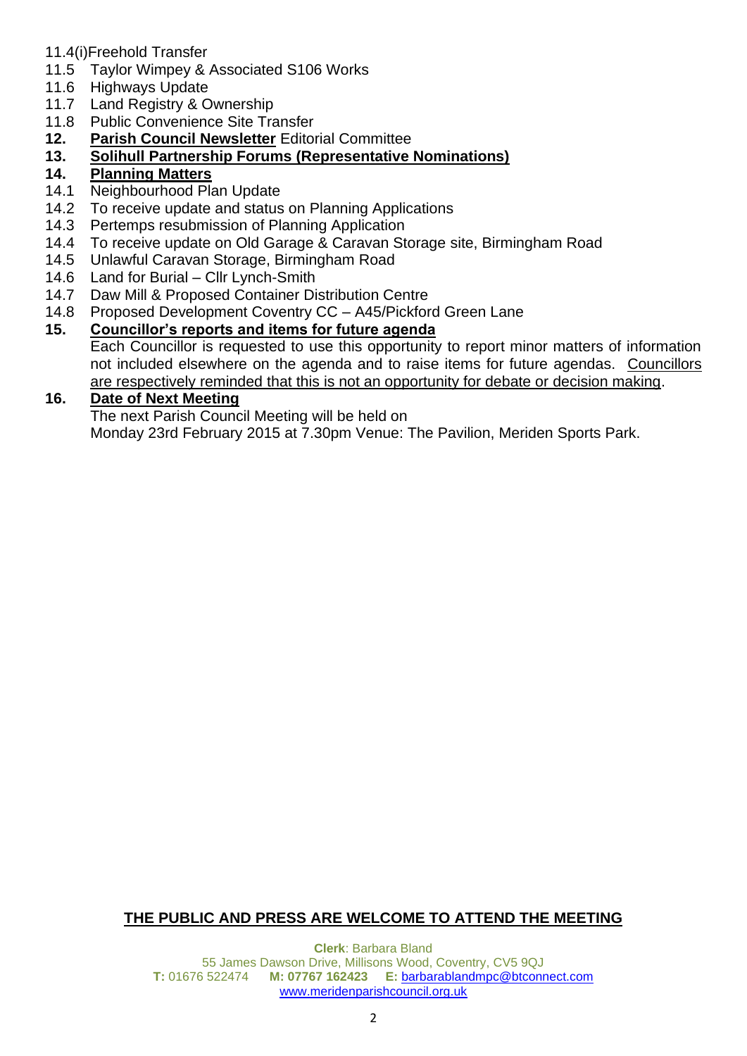11.4(i)Freehold Transfer
11.5 Taylor Wimpey & Associated S106 Works
11.6 Highways Update
11.7 Land Registry & Ownership
11.8 Public Convenience Site Transfer

**12. Parish Council Newsletter** Editorial Committee

**13. Solihull Partnership Forums (Representative Nominations)**

**14. Planning Matters**

14.1 Neighbourhood Plan Update
14.2 To receive update and status on Planning Applications
14.3 Pertemps resubmission of Planning Application
14.4 To receive update on Old Garage & Caravan Storage site, Birmingham Road
14.5 Unlawful Caravan Storage, Birmingham Road
14.6 Land for Burial – Cllr Lynch-Smith
14.7 Daw Mill & Proposed Container Distribution Centre
14.8 Proposed Development Coventry CC – A45/Pickford Green Lane

**15. Councillor's reports and items for future agenda**

Each Councillor is requested to use this opportunity to report minor matters of information not included elsewhere on the agenda and to raise items for future agendas. Councillors are respectively reminded that this is not an opportunity for debate or decision making.

**16. Date of Next Meeting**

The next Parish Council Meeting will be held on
Monday 23rd February 2015 at 7.30pm Venue: The Pavilion, Meriden Sports Park.

**THE PUBLIC AND PRESS ARE WELCOME TO ATTEND THE MEETING**

**Clerk**: Barbara Bland
55 James Dawson Drive, Millisons Wood, Coventry, CV5 9QJ
**T:** 01676 522474 **M: 07767 162423** **E:** barbarablandmpc@btconnect.com
www.meridenparishcouncil.org.uk